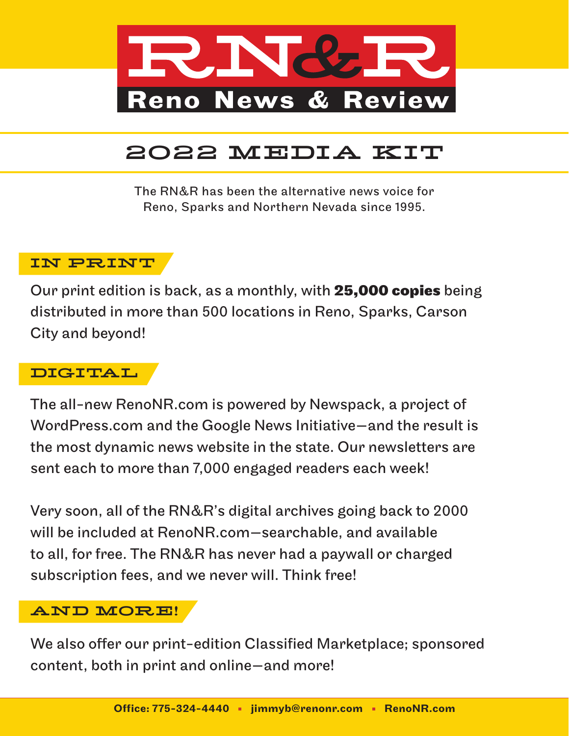# RN&R

## Reno News & Review

## 2022 MEDIA KIT

The RN&R has been the alternative news voice for Reno, Sparks and Northern Nevada since 1995.

### IN PRINT

Our print edition is back, as a monthly, with **25,000 copies** being distributed in more than 500 locations in Reno, Sparks, Carson City and beyond!

### DIGITAL

The all-new RenoNR.com is powered by Newspack, a project of WordPress.com and the Google News Initiative—and the result is the most dynamic news website in the state. Our newsletters are sent each to more than 7,000 engaged readers each week!

Very soon, all of the RN&R's digital archives going back to 2000 will be included at RenoNR.com—searchable, and available to all, for free. The RN&R has never had a paywall or charged subscription fees, and we never will. Think free!

### AND MORE!

We also offer our print-edition Classified Marketplace; sponsored content, both in print and online—and more!

**Office: 775-324-4440 ▪ jimmyb@renonr.com ▪ RenoNR.com**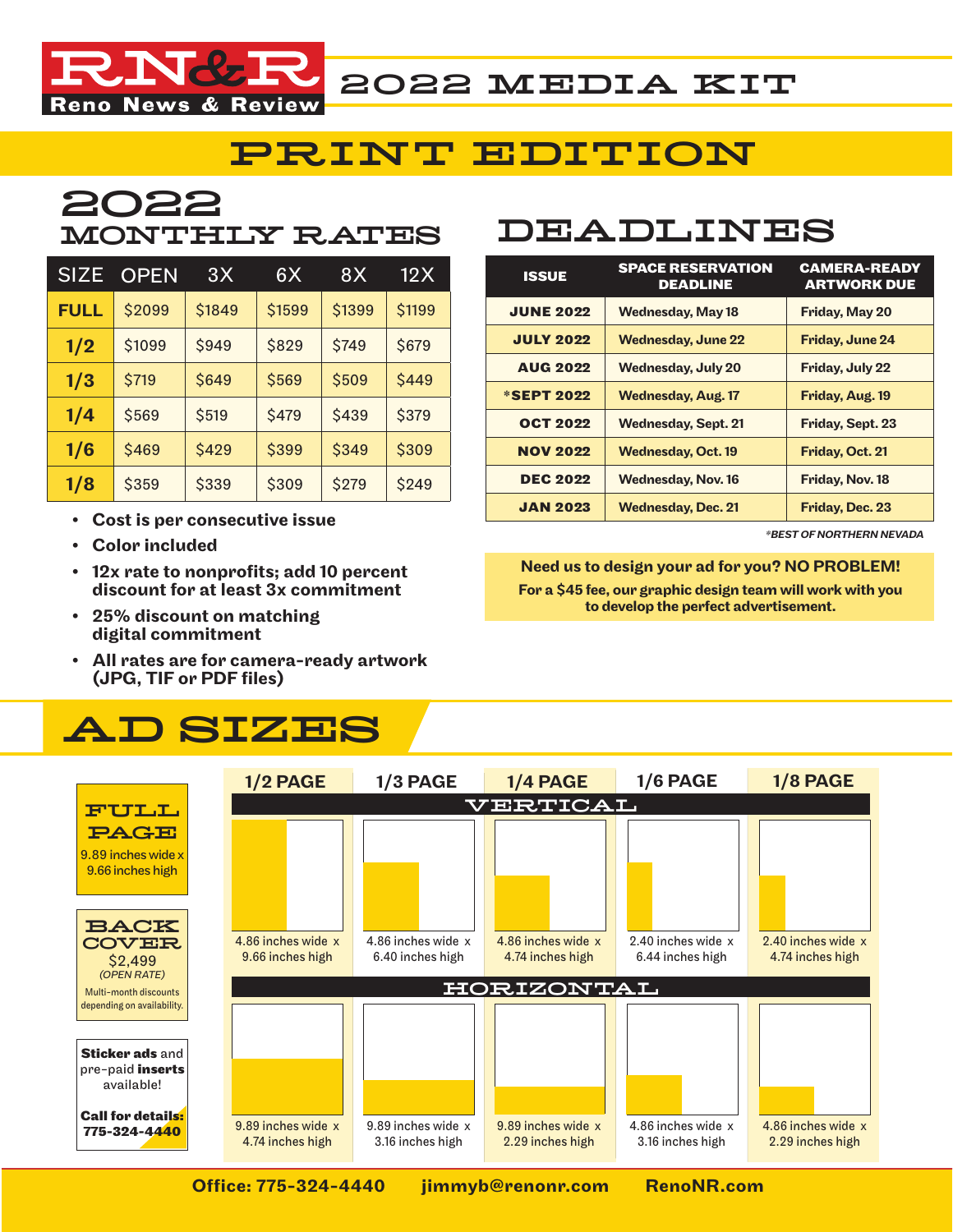# RN&R Reno News & Review

## 2022 MEDIA KIT

# PRINT EDITION

## 2022 MONTHLY RATES

| SIZE | OPEN | 3X | 6X | 8X | 12X |
|---|---|---|---|---|---|
| **FULL** | $2099 | $1849 | $1599 | $1399 | $1199 |
| **1/2** | $1099 | $949 | $829 | $749 | $679 |
| **1/3** | $719 | $649 | $569 | $509 | $449 |
| **1/4** | $569 | $519 | $479 | $439 | $379 |
| **1/6** | $469 | $429 | $399 | $349 | $309 |
| **1/8** | $359 | $339 | $309 | $279 | $249 |

- **Cost is per consecutive issue**
- **Color included**
- **12x rate to nonprofits; add 10 percent discount for at least 3x commitment**
- **25% discount on matching digital commitment**
- **All rates are for camera-ready artwork (JPG, TIF or PDF files)**

## DEADLINES

| ISSUE | SPACE RESERVATION DEADLINE | CAMERA-READY ARTWORK DUE |
|---|---|---|
| **JUNE 2022** | Wednesday, May 18 | Friday, May 20 |
| **JULY 2022** | Wednesday, June 22 | Friday, June 24 |
| **AUG 2022** | Wednesday, July 20 | Friday, July 22 |
| ***SEPT 2022** | Wednesday, Aug. 17 | Friday, Aug. 19 |
| **OCT 2022** | Wednesday, Sept. 21 | Friday, Sept. 23 |
| **NOV 2022** | Wednesday, Oct. 19 | Friday, Oct. 21 |
| **DEC 2022** | Wednesday, Nov. 16 | Friday, Nov. 18 |
| **JAN 2023** | Wednesday, Dec. 21 | Friday, Dec. 23 |

*BEST OF NORTHERN NEVADA

**Need us to design your ad for you? NO PROBLEM!**
**For a $45 fee, our graphic design team will work with you to develop the perfect advertisement.**

## AD SIZES

**FULL PAGE**
9.89 inches wide x 9.66 inches high

**BACK COVER**
$2,499
*(OPEN RATE)*
Multi-month discounts depending on availability.

**Sticker ads** and pre-paid **inserts** available!

**Call for details: 775-324-4440**

| | 1/2 PAGE | 1/3 PAGE | 1/4 PAGE | 1/6 PAGE | 1/8 PAGE |
|---|---|---|---|---|---|
| **VERTICAL** | 4.86 inches wide x 9.66 inches high | 4.86 inches wide x 6.40 inches high | 4.86 inches wide x 4.74 inches high | 2.40 inches wide x 6.44 inches high | 2.40 inches wide x 4.74 inches high |
| **HORIZONTAL** | 9.89 inches wide x 4.74 inches high | 9.89 inches wide x 3.16 inches high | 9.89 inches wide x 2.29 inches high | 4.86 inches wide x 3.16 inches high | 4.86 inches wide x 2.29 inches high |

**Office: 775-324-4440** **jimmyb@renonr.com** **RenoNR.com**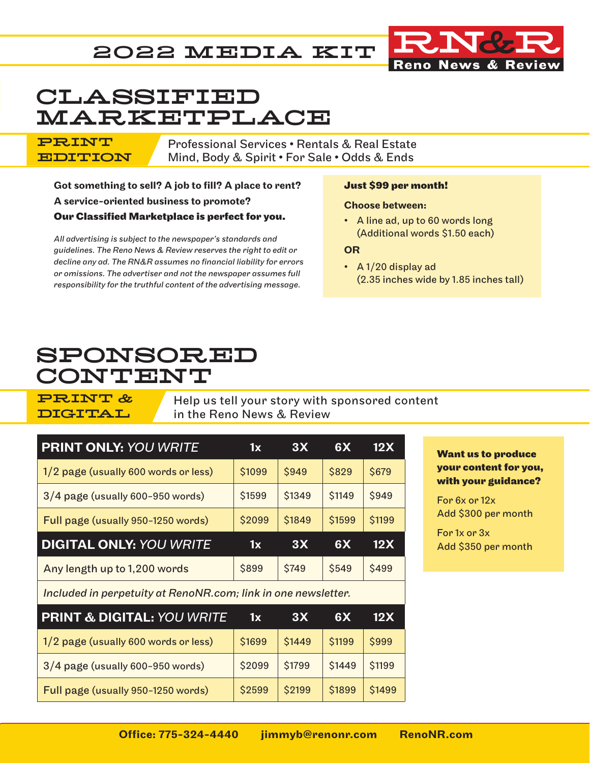2022 MEDIA KIT

RN&R Reno News & Review

# CLASSIFIED MARKETPLACE

## PRINT EDITION

Professional Services • Rentals & Real Estate
Mind, Body & Spirit • For Sale • Odds & Ends

**Got something to sell? A job to fill? A place to rent?**
**A service-oriented business to promote?**
**Our Classified Marketplace is perfect for you.**

*All advertising is subject to the newspaper's standards and guidelines. The Reno News & Review reserves the right to edit or decline any ad. The RN&R assumes no financial liability for errors or omissions. The advertiser and not the newspaper assumes full responsibility for the truthful content of the advertising message.*

**Just $99 per month!**

**Choose between:**

- A line ad, up to 60 words long (Additional words $1.50 each)

**OR**

- A 1/20 display ad (2.35 inches wide by 1.85 inches tall)

# SPONSORED CONTENT

## PRINT & DIGITAL

Help us tell your story with sponsored content in the Reno News & Review

| **PRINT ONLY:** *YOU WRITE* | 1x | 3X | 6X | 12X |
|---|---|---|---|---|
| 1/2 page (usually 600 words or less) | $1099 | $949 | $829 | $679 |
| 3/4 page (usually 600-950 words) | $1599 | $1349 | $1149 | $949 |
| Full page (usually 950-1250 words) | $2099 | $1849 | $1599 | $1199 |
| **DIGITAL ONLY:** *YOU WRITE* | **1x** | **3X** | **6X** | **12X** |
| Any length up to 1,200 words | $899 | $749 | $549 | $499 |
| *Included in perpetuity at RenoNR.com; link in one newsletter.* | | | | |
| **PRINT & DIGITAL:** *YOU WRITE* | **1x** | **3X** | **6X** | **12X** |
| 1/2 page (usually 600 words or less) | $1699 | $1449 | $1199 | $999 |
| 3/4 page (usually 600-950 words) | $2099 | $1799 | $1449 | $1199 |
| Full page (usually 950-1250 words) | $2599 | $2199 | $1899 | $1499 |

**Want us to produce your content for you, with your guidance?**

For 6x or 12x
Add $300 per month

For 1x or 3x
Add $350 per month

**Office: 775-324-4440** **jimmyb@renonr.com** **RenoNR.com**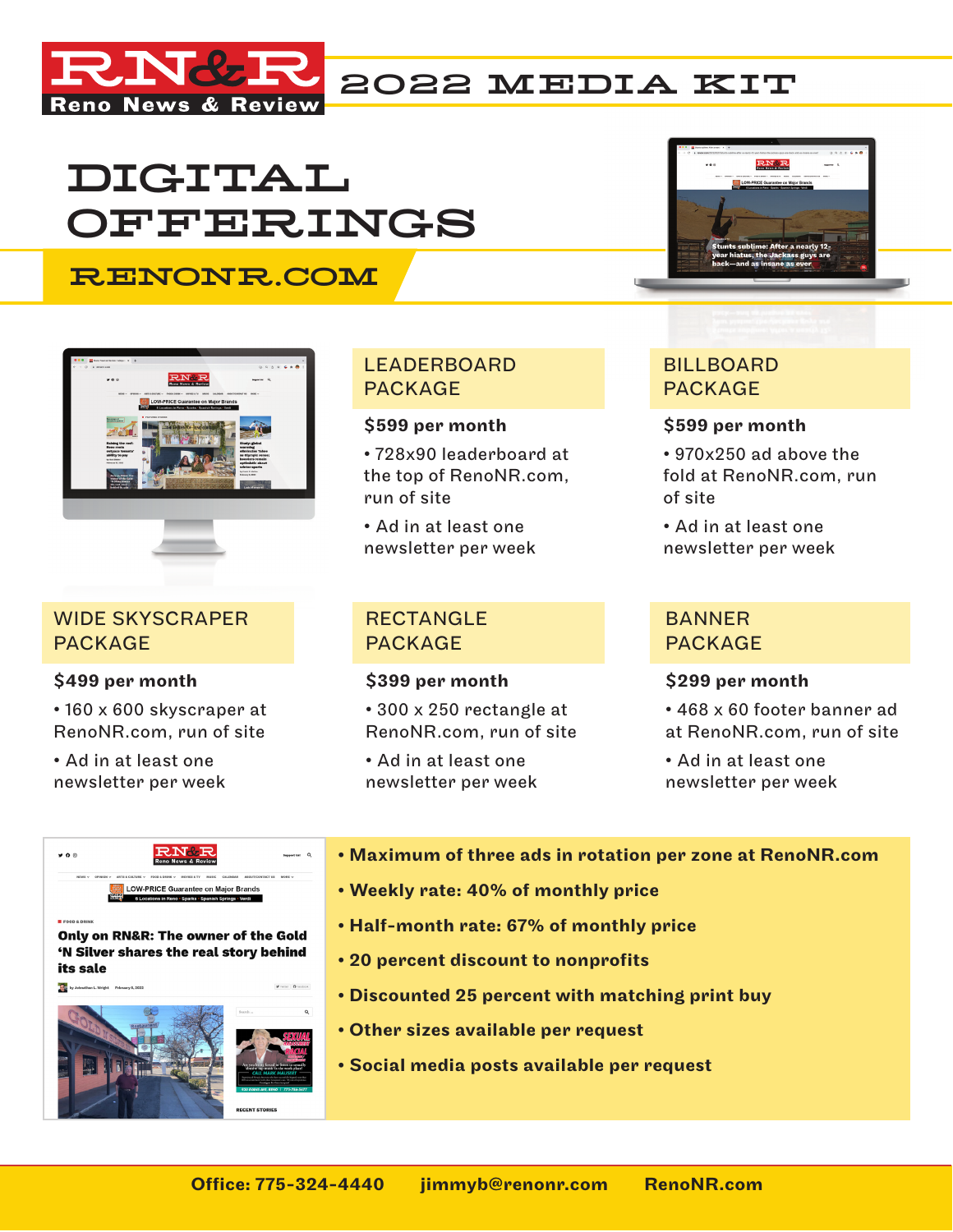# RN&R Reno News & Review — 2022 MEDIA KIT

# DIGITAL OFFERINGS

## RENONR.COM

### LEADERBOARD PACKAGE

**$599 per month**

- 728x90 leaderboard at the top of RenoNR.com, run of site
- Ad in at least one newsletter per week

### BILLBOARD PACKAGE

**$599 per month**

- 970x250 ad above the fold at RenoNR.com, run of site
- Ad in at least one newsletter per week

### WIDE SKYSCRAPER PACKAGE

**$499 per month**

- 160 x 600 skyscraper at RenoNR.com, run of site
- Ad in at least one newsletter per week

### RECTANGLE PACKAGE

**$399 per month**

- 300 x 250 rectangle at RenoNR.com, run of site
- Ad in at least one newsletter per week

### BANNER PACKAGE

**$299 per month**

- 468 x 60 footer banner ad at RenoNR.com, run of site
- Ad in at least one newsletter per week

---

- **Maximum of three ads in rotation per zone at RenoNR.com**
- **Weekly rate: 40% of monthly price**
- **Half-month rate: 67% of monthly price**
- **20 percent discount to nonprofits**
- **Discounted 25 percent with matching print buy**
- **Other sizes available per request**
- **Social media posts available per request**

**Office: 775-324-4440** **jimmyb@renonr.com** **RenoNR.com**